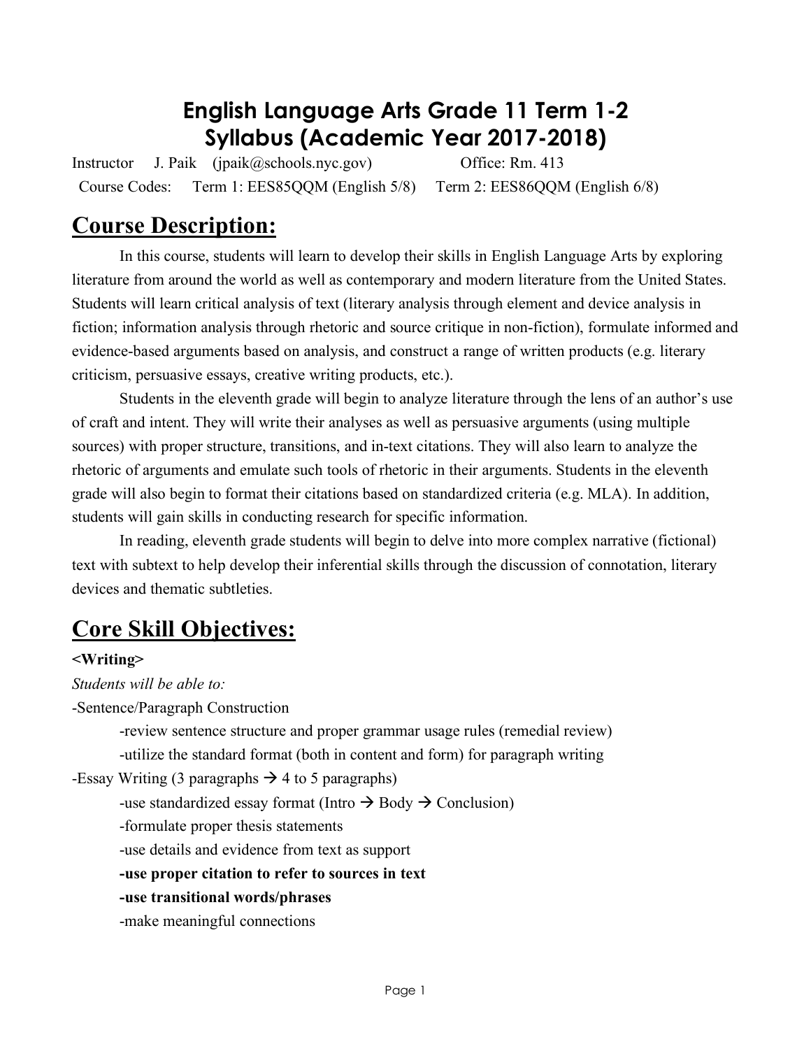# English Language Arts Grade 11 Term 1-2 Syllabus (Academic Year 2017-2018)

Instructor J. Paik (jpaik@schools.nyc.gov) Office: Rm. 413

Course Codes: Term 1: EES85QQM (English 5/8) Term 2: EES86QQM (English 6/8)

## Course Description:

In this course, students will learn to develop their skills in English Language Arts by exploring literature from around the world as well as contemporary and modern literature from the United States. Students will learn critical analysis of text (literary analysis through element and device analysis in fiction; information analysis through rhetoric and source critique in non-fiction), formulate informed and evidence-based arguments based on analysis, and construct a range of written products (e.g. literary criticism, persuasive essays, creative writing products, etc.).

Students in the eleventh grade will begin to analyze literature through the lens of an author's use of craft and intent. They will write their analyses as well as persuasive arguments (using multiple sources) with proper structure, transitions, and in-text citations. They will also learn to analyze the rhetoric of arguments and emulate such tools of rhetoric in their arguments. Students in the eleventh grade will also begin to format their citations based on standardized criteria (e.g. MLA). In addition, students will gain skills in conducting research for specific information.

In reading, eleventh grade students will begin to delve into more complex narrative (fictional) text with subtext to help develop their inferential skills through the discussion of connotation, literary devices and thematic subtleties.

## Core Skill Objectives:

**<Writing>**

*Students will be able to:*

-Sentence/Paragraph Construction

- -review sentence structure and proper grammar usage rules (remedial review)
- -utilize the standard format (both in content and form) for paragraph writing

-Essay Writing (3 paragraphs → 4 to 5 paragraphs)

- -use standardized essay format (Intro → Body → Conclusion)
- -formulate proper thesis statements
- -use details and evidence from text as support
- **-use proper citation to refer to sources in text**
- **-use transitional words/phrases**
- -make meaningful connections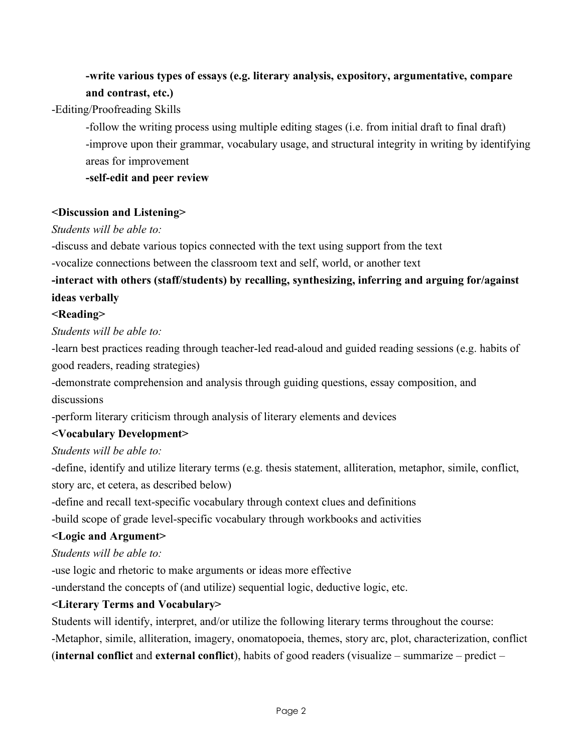**-write various types of essays (e.g. literary analysis, expository, argumentative, compare and contrast, etc.)**

-Editing/Proofreading Skills

-follow the writing process using multiple editing stages (i.e. from initial draft to final draft)

-improve upon their grammar, vocabulary usage, and structural integrity in writing by identifying areas for improvement

**-self-edit and peer review**

**<Discussion and Listening>**

*Students will be able to:*

-discuss and debate various topics connected with the text using support from the text

-vocalize connections between the classroom text and self, world, or another text

**-interact with others (staff/students) by recalling, synthesizing, inferring and arguing for/against ideas verbally**

**<Reading>**

*Students will be able to:*

-learn best practices reading through teacher-led read-aloud and guided reading sessions (e.g. habits of good readers, reading strategies)

-demonstrate comprehension and analysis through guiding questions, essay composition, and discussions

-perform literary criticism through analysis of literary elements and devices

**<Vocabulary Development>**

*Students will be able to:*

-define, identify and utilize literary terms (e.g. thesis statement, alliteration, metaphor, simile, conflict, story arc, et cetera, as described below)

-define and recall text-specific vocabulary through context clues and definitions

-build scope of grade level-specific vocabulary through workbooks and activities

**<Logic and Argument>**

*Students will be able to:*

-use logic and rhetoric to make arguments or ideas more effective

-understand the concepts of (and utilize) sequential logic, deductive logic, etc.

**<Literary Terms and Vocabulary>**

Students will identify, interpret, and/or utilize the following literary terms throughout the course:

-Metaphor, simile, alliteration, imagery, onomatopoeia, themes, story arc, plot, characterization, conflict (**internal conflict** and **external conflict**), habits of good readers (visualize – summarize – predict –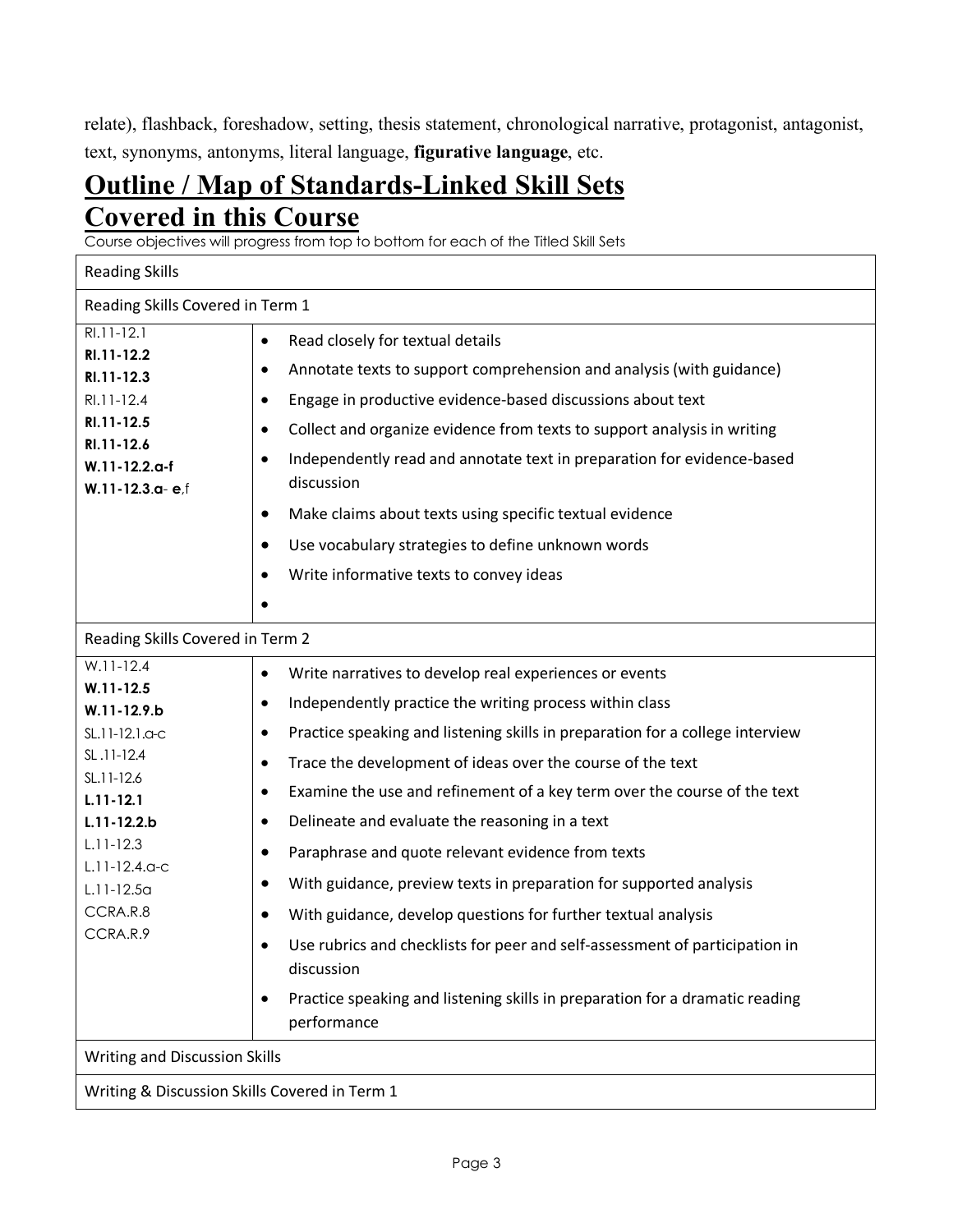relate), flashback, foreshadow, setting, thesis statement, chronological narrative, protagonist, antagonist, text, synonyms, antonyms, literal language, **figurative language**, etc.

# Outline / Map of Standards-Linked Skill Sets Covered in this Course

Course objectives will progress from top to bottom for each of the Titled Skill Sets

| Reading Skills | |
|---|---|
| Reading Skills Covered in Term 1 | |
| RI.11-12.1<br>**RI.11-12.2**<br>**RI.11-12.3**<br>RI.11-12.4<br>**RI.11-12.5**<br>**RI.11-12.6**<br>**W.11-12.2.a-f**<br>**W.11-12.3.a- e**,f | • Read closely for textual details<br>• Annotate texts to support comprehension and analysis (with guidance)<br>• Engage in productive evidence-based discussions about text<br>• Collect and organize evidence from texts to support analysis in writing<br>• Independently read and annotate text in preparation for evidence-based discussion<br>• Make claims about texts using specific textual evidence<br>• Use vocabulary strategies to define unknown words<br>• Write informative texts to convey ideas<br>• |
| Reading Skills Covered in Term 2 | |
| W.11-12.4<br>**W.11-12.5**<br>**W.11-12.9.b**<br>SL.11-12.1.a-c<br>SL .11-12.4<br>SL.11-12.6<br>**L.11-12.1**<br>**L.11-12.2.b**<br>L.11-12.3<br>L.11-12.4.a-c<br>L.11-12.5a<br>CCRA.R.8<br>CCRA.R.9 | • Write narratives to develop real experiences or events<br>• Independently practice the writing process within class<br>• Practice speaking and listening skills in preparation for a college interview<br>• Trace the development of ideas over the course of the text<br>• Examine the use and refinement of a key term over the course of the text<br>• Delineate and evaluate the reasoning in a text<br>• Paraphrase and quote relevant evidence from texts<br>• With guidance, preview texts in preparation for supported analysis<br>• With guidance, develop questions for further textual analysis<br>• Use rubrics and checklists for peer and self-assessment of participation in discussion<br>• Practice speaking and listening skills in preparation for a dramatic reading performance |
| Writing and Discussion Skills | |
| Writing & Discussion Skills Covered in Term 1 | |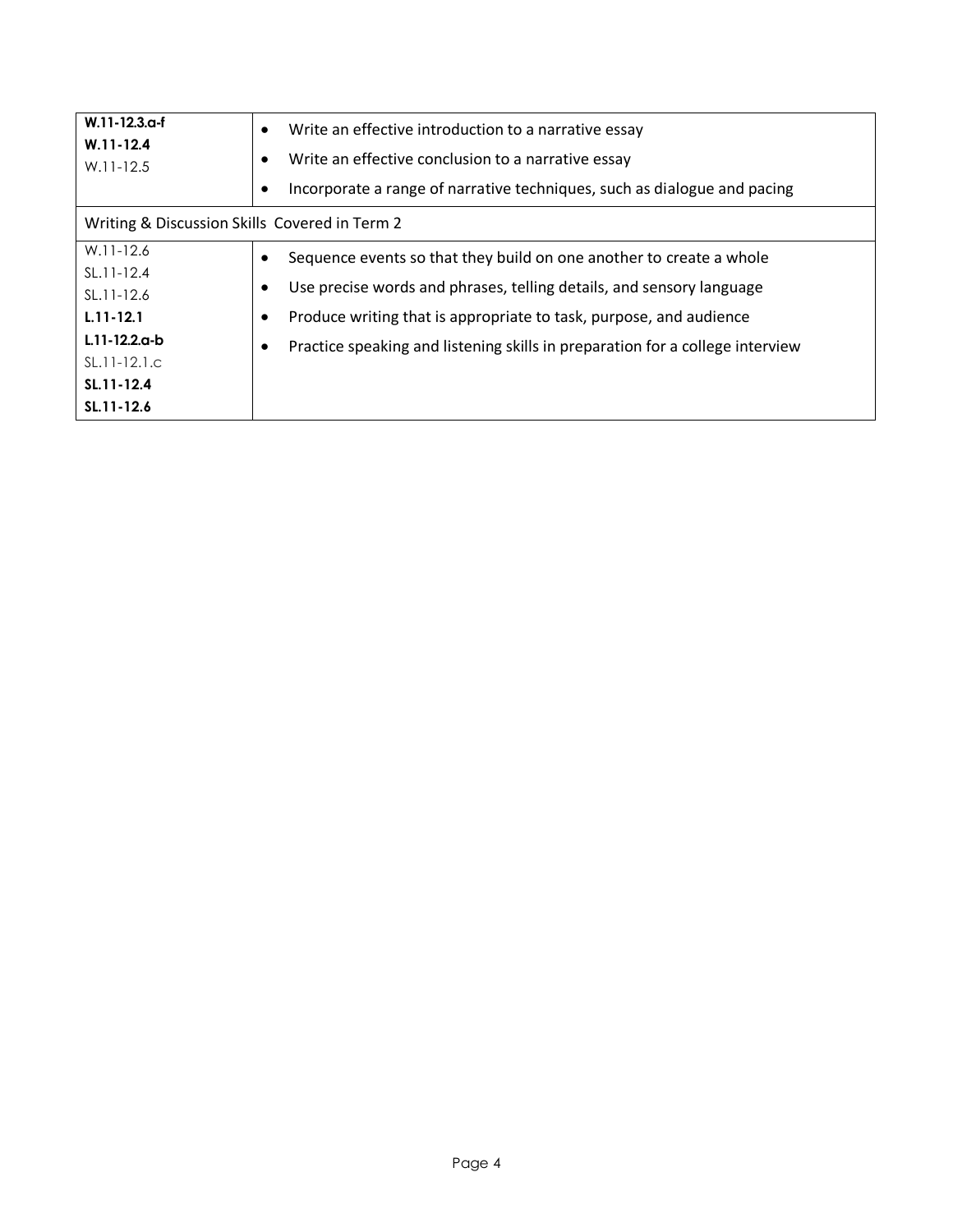| | |
|---|---|
| **W.11-12.3.a-f**<br>**W.11-12.4**<br>W.11-12.5 | • Write an effective introduction to a narrative essay<br>• Write an effective conclusion to a narrative essay<br>• Incorporate a range of narrative techniques, such as dialogue and pacing |
| Writing & Discussion Skills Covered in Term 2 | |
| W.11-12.6<br>SL.11-12.4<br>SL.11-12.6<br>**L.11-12.1**<br>**L.11-12.2.a-b**<br>SL.11-12.1.c<br>**SL.11-12.4**<br>**SL.11-12.6** | • Sequence events so that they build on one another to create a whole<br>• Use precise words and phrases, telling details, and sensory language<br>• Produce writing that is appropriate to task, purpose, and audience<br>• Practice speaking and listening skills in preparation for a college interview |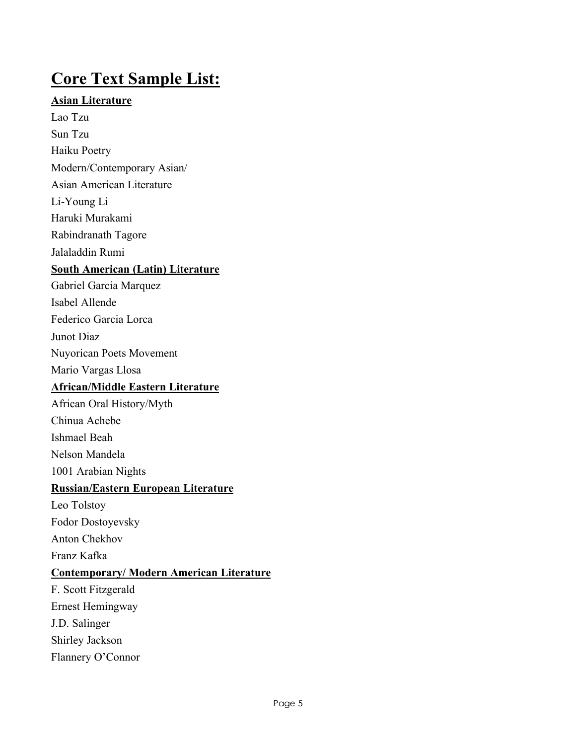# Core Text Sample List:

**Asian Literature**

Lao Tzu

Sun Tzu

Haiku Poetry

Modern/Contemporary Asian/
Asian American Literature

Li-Young Li

Haruki Murakami

Rabindranath Tagore

Jalaladdin Rumi

**South American (Latin) Literature**

Gabriel Garcia Marquez

Isabel Allende

Federico Garcia Lorca

Junot Diaz

Nuyorican Poets Movement

Mario Vargas Llosa

**African/Middle Eastern Literature**

African Oral History/Myth

Chinua Achebe

Ishmael Beah

Nelson Mandela

1001 Arabian Nights

**Russian/Eastern European Literature**

Leo Tolstoy

Fodor Dostoyevsky

Anton Chekhov

Franz Kafka

**Contemporary/ Modern American Literature**

F. Scott Fitzgerald

Ernest Hemingway

J.D. Salinger

Shirley Jackson

Flannery O'Connor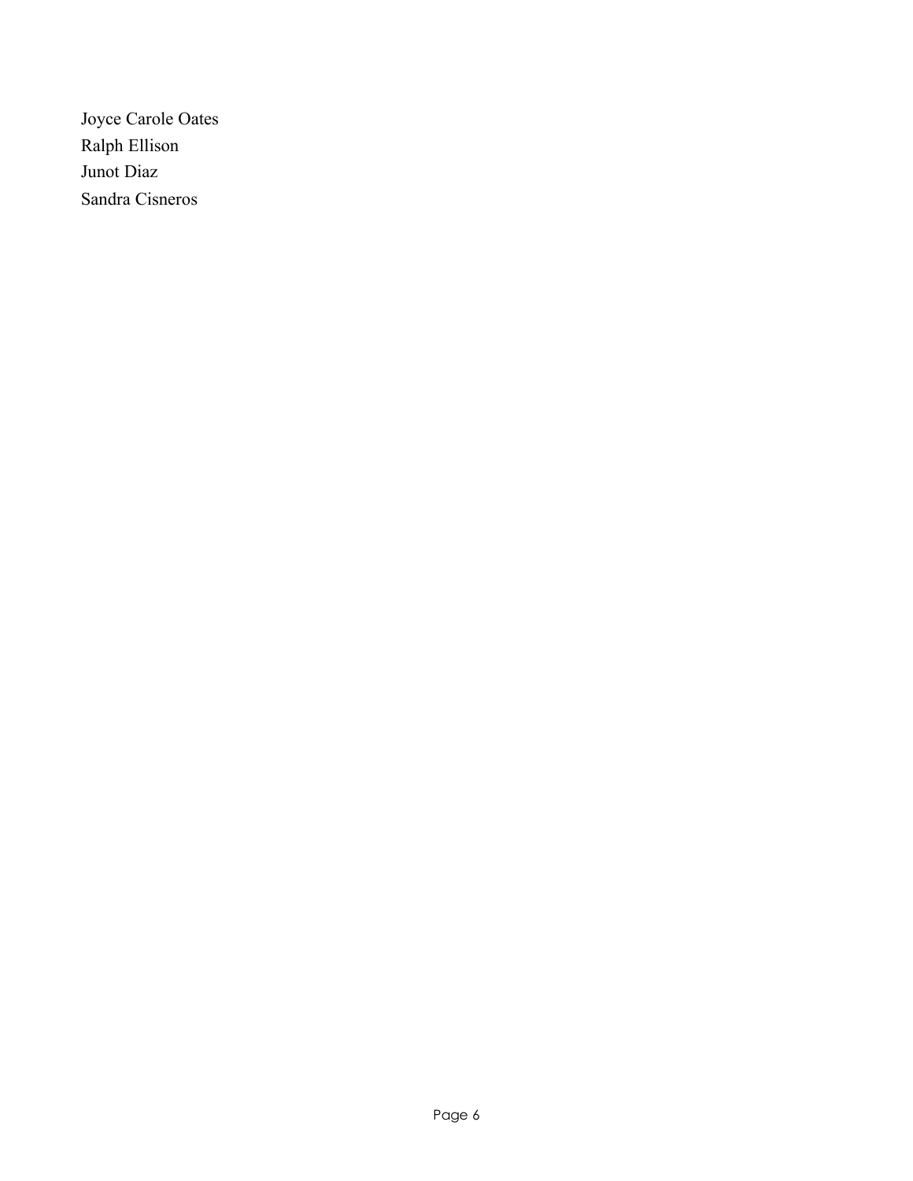Joyce Carole Oates
Ralph Ellison
Junot Diaz
Sandra Cisneros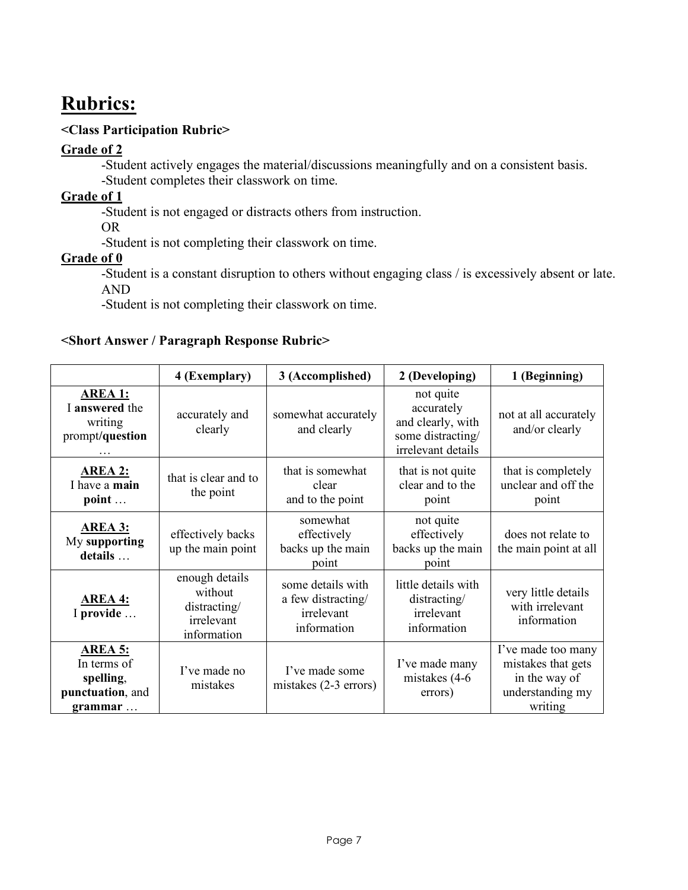# Rubrics:

**<Class Participation Rubric>**

**Grade of 2**

-Student actively engages the material/discussions meaningfully and on a consistent basis.
-Student completes their classwork on time.

**Grade of 1**

-Student is not engaged or distracts others from instruction.
OR
-Student is not completing their classwork on time.

**Grade of 0**

-Student is a constant disruption to others without engaging class / is excessively absent or late.
AND
-Student is not completing their classwork on time.

**<Short Answer / Paragraph Response Rubric>**

| | 4 (Exemplary) | 3 (Accomplished) | 2 (Developing) | 1 (Beginning) |
|---|---|---|---|---|
| **AREA 1:** I **answered** the writing prompt/**question** … | accurately and clearly | somewhat accurately and clearly | not quite accurately and clearly, with some distracting/ irrelevant details | not at all accurately and/or clearly |
| **AREA 2:** I have a **main point** … | that is clear and to the point | that is somewhat clear and to the point | that is not quite clear and to the point | that is completely unclear and off the point |
| **AREA 3:** My **supporting details** … | effectively backs up the main point | somewhat effectively backs up the main point | not quite effectively backs up the main point | does not relate to the main point at all |
| **AREA 4:** I **provide** … | enough details without distracting/ irrelevant information | some details with a few distracting/ irrelevant information | little details with distracting/ irrelevant information | very little details with irrelevant information |
| **AREA 5:** In terms of **spelling**, **punctuation**, and **grammar** … | I've made no mistakes | I've made some mistakes (2-3 errors) | I've made many mistakes (4-6 errors) | I've made too many mistakes that gets in the way of understanding my writing |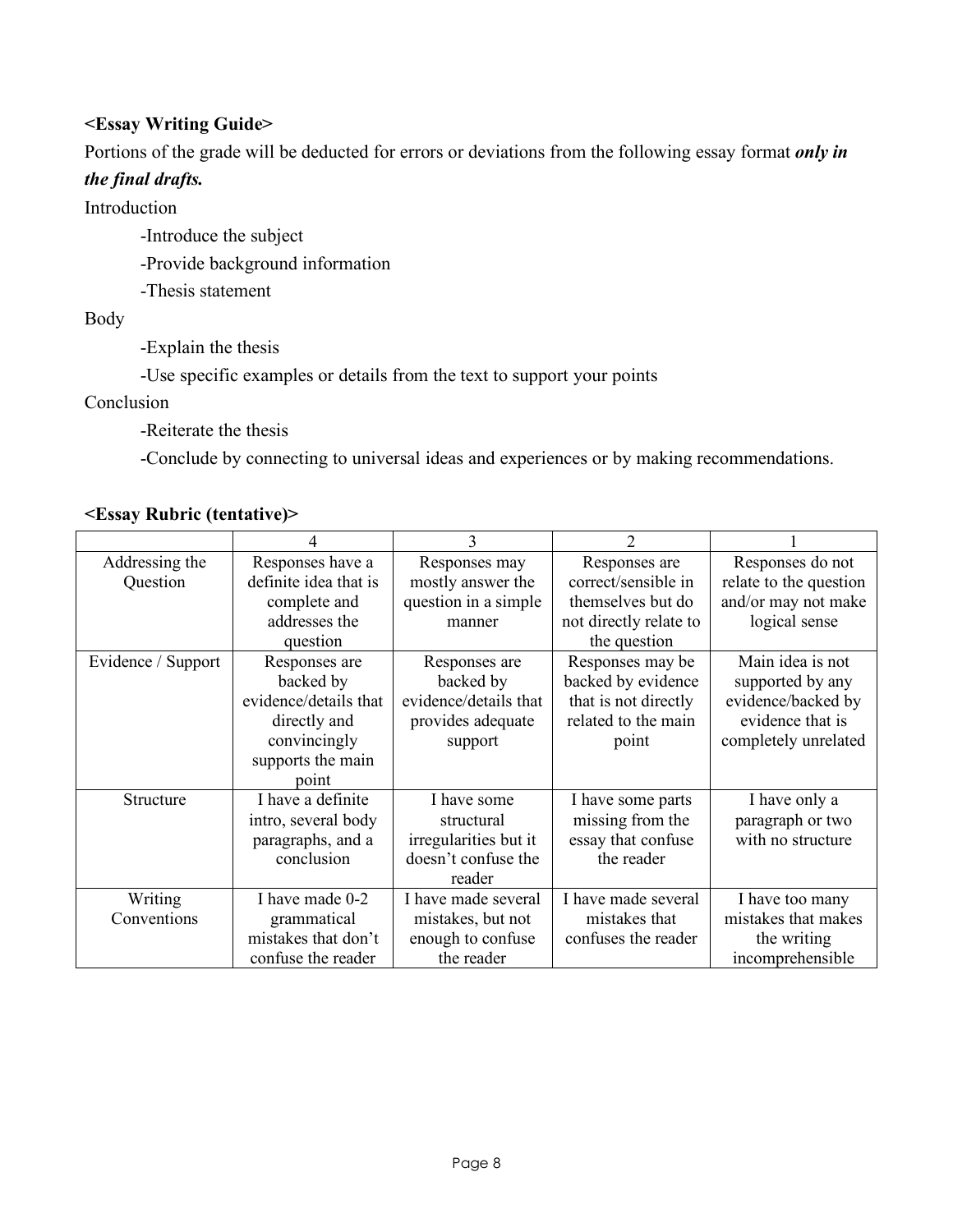**<Essay Writing Guide>**

Portions of the grade will be deducted for errors or deviations from the following essay format ***only in the final drafts.***

Introduction

- -Introduce the subject
- -Provide background information
- -Thesis statement

Body

- -Explain the thesis
- -Use specific examples or details from the text to support your points

Conclusion

- -Reiterate the thesis
- -Conclude by connecting to universal ideas and experiences or by making recommendations.

**<Essay Rubric (tentative)>**

| | 4 | 3 | 2 | 1 |
|---|---|---|---|---|
| Addressing the Question | Responses have a definite idea that is complete and addresses the question | Responses may mostly answer the question in a simple manner | Responses are correct/sensible in themselves but do not directly relate to the question | Responses do not relate to the question and/or may not make logical sense |
| Evidence / Support | Responses are backed by evidence/details that directly and convincingly supports the main point | Responses are backed by evidence/details that provides adequate support | Responses may be backed by evidence that is not directly related to the main point | Main idea is not supported by any evidence/backed by evidence that is completely unrelated |
| Structure | I have a definite intro, several body paragraphs, and a conclusion | I have some structural irregularities but it doesn't confuse the reader | I have some parts missing from the essay that confuse the reader | I have only a paragraph or two with no structure |
| Writing Conventions | I have made 0-2 grammatical mistakes that don't confuse the reader | I have made several mistakes, but not enough to confuse the reader | I have made several mistakes that confuses the reader | I have too many mistakes that makes the writing incomprehensible |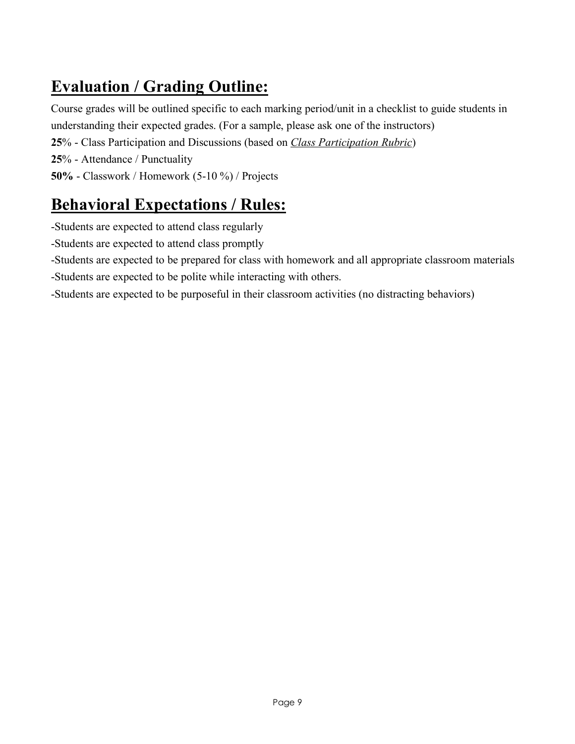# Evaluation / Grading Outline:

Course grades will be outlined specific to each marking period/unit in a checklist to guide students in understanding their expected grades. (For a sample, please ask one of the instructors)

**25**% - Class Participation and Discussions (based on *Class Participation Rubric*)

**25**% - Attendance / Punctuality

**50%** - Classwork / Homework (5-10 %) / Projects

# Behavioral Expectations / Rules:

-Students are expected to attend class regularly

-Students are expected to attend class promptly

-Students are expected to be prepared for class with homework and all appropriate classroom materials

-Students are expected to be polite while interacting with others.

-Students are expected to be purposeful in their classroom activities (no distracting behaviors)